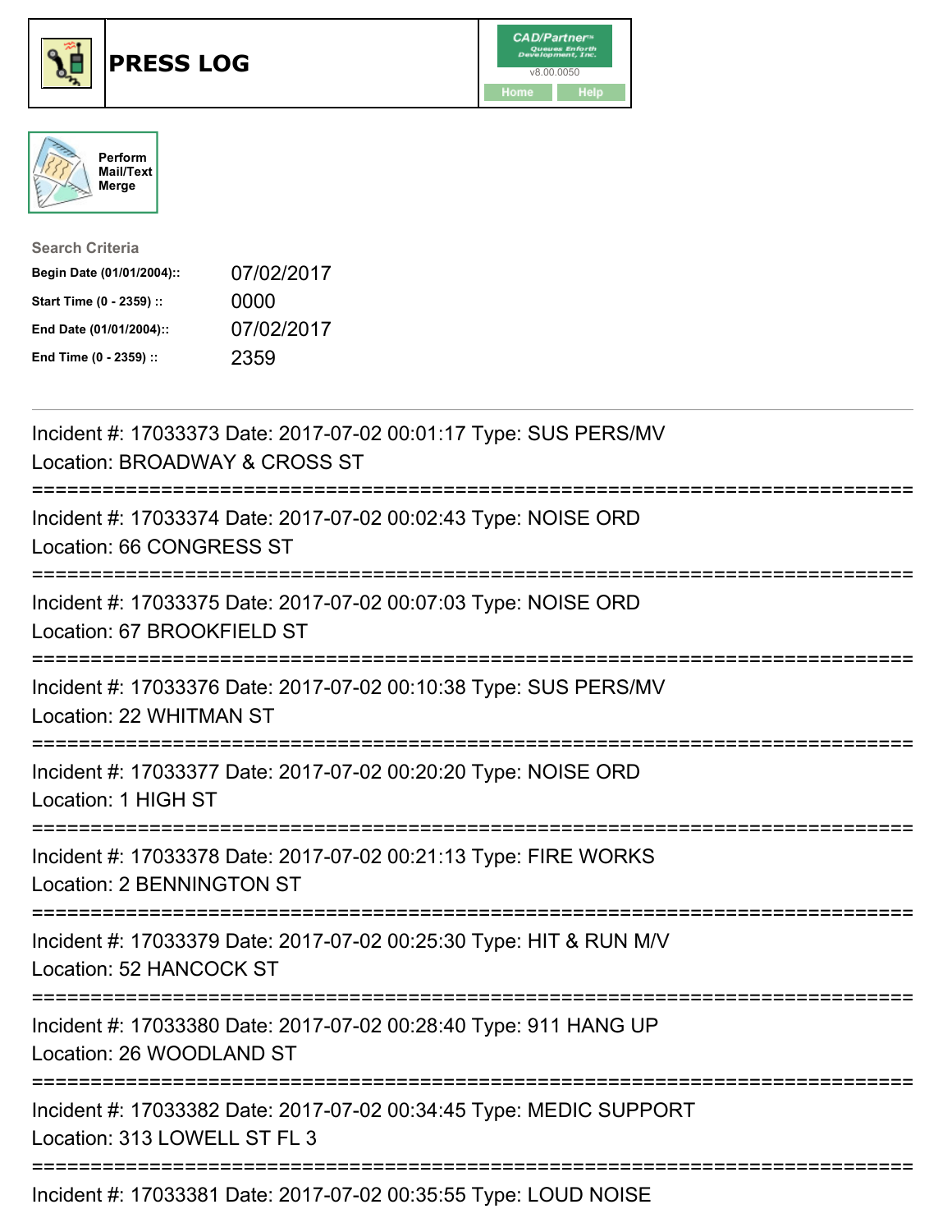# PRESS LOG

CAD/Partner™ v8.00.0050

Home | Help

Perform Mail/Text Merge

**Search Criteria**

| | |
|---|---|
| **Begin Date (01/01/2004)::** | 07/02/2017 |
| **Start Time (0 - 2359) ::** | 0000 |
| **End Date (01/01/2004)::** | 07/02/2017 |
| **End Time (0 - 2359) ::** | 2359 |

---

Incident #: 17033373 Date: 2017-07-02 00:01:17 Type: SUS PERS/MV
Location: BROADWAY & CROSS ST

===========================================================================

Incident #: 17033374 Date: 2017-07-02 00:02:43 Type: NOISE ORD
Location: 66 CONGRESS ST

===========================================================================

Incident #: 17033375 Date: 2017-07-02 00:07:03 Type: NOISE ORD
Location: 67 BROOKFIELD ST

===========================================================================

Incident #: 17033376 Date: 2017-07-02 00:10:38 Type: SUS PERS/MV
Location: 22 WHITMAN ST

===========================================================================

Incident #: 17033377 Date: 2017-07-02 00:20:20 Type: NOISE ORD
Location: 1 HIGH ST

===========================================================================

Incident #: 17033378 Date: 2017-07-02 00:21:13 Type: FIRE WORKS
Location: 2 BENNINGTON ST

===========================================================================

Incident #: 17033379 Date: 2017-07-02 00:25:30 Type: HIT & RUN M/V
Location: 52 HANCOCK ST

===========================================================================

Incident #: 17033380 Date: 2017-07-02 00:28:40 Type: 911 HANG UP
Location: 26 WOODLAND ST

===========================================================================

Incident #: 17033382 Date: 2017-07-02 00:34:45 Type: MEDIC SUPPORT
Location: 313 LOWELL ST FL 3

===========================================================================

Incident #: 17033381 Date: 2017-07-02 00:35:55 Type: LOUD NOISE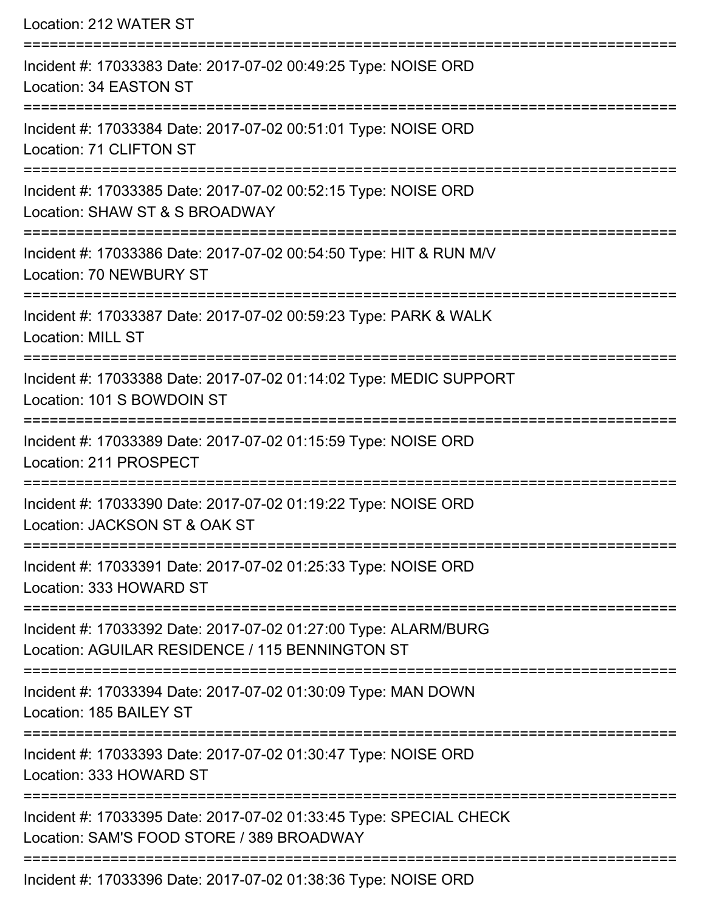Location: 212 WATER ST

===========================================================================

Incident #: 17033383 Date: 2017-07-02 00:49:25 Type: NOISE ORD
Location: 34 EASTON ST

===========================================================================

Incident #: 17033384 Date: 2017-07-02 00:51:01 Type: NOISE ORD
Location: 71 CLIFTON ST

===========================================================================

Incident #: 17033385 Date: 2017-07-02 00:52:15 Type: NOISE ORD
Location: SHAW ST & S BROADWAY

===========================================================================

Incident #: 17033386 Date: 2017-07-02 00:54:50 Type: HIT & RUN M/V
Location: 70 NEWBURY ST

===========================================================================

Incident #: 17033387 Date: 2017-07-02 00:59:23 Type: PARK & WALK
Location: MILL ST

===========================================================================

Incident #: 17033388 Date: 2017-07-02 01:14:02 Type: MEDIC SUPPORT
Location: 101 S BOWDOIN ST

===========================================================================

Incident #: 17033389 Date: 2017-07-02 01:15:59 Type: NOISE ORD
Location: 211 PROSPECT

===========================================================================

Incident #: 17033390 Date: 2017-07-02 01:19:22 Type: NOISE ORD
Location: JACKSON ST & OAK ST

===========================================================================

Incident #: 17033391 Date: 2017-07-02 01:25:33 Type: NOISE ORD
Location: 333 HOWARD ST

===========================================================================

Incident #: 17033392 Date: 2017-07-02 01:27:00 Type: ALARM/BURG
Location: AGUILAR RESIDENCE / 115 BENNINGTON ST

===========================================================================

Incident #: 17033394 Date: 2017-07-02 01:30:09 Type: MAN DOWN
Location: 185 BAILEY ST

===========================================================================

Incident #: 17033393 Date: 2017-07-02 01:30:47 Type: NOISE ORD
Location: 333 HOWARD ST

===========================================================================

Incident #: 17033395 Date: 2017-07-02 01:33:45 Type: SPECIAL CHECK
Location: SAM'S FOOD STORE / 389 BROADWAY

===========================================================================

Incident #: 17033396 Date: 2017-07-02 01:38:36 Type: NOISE ORD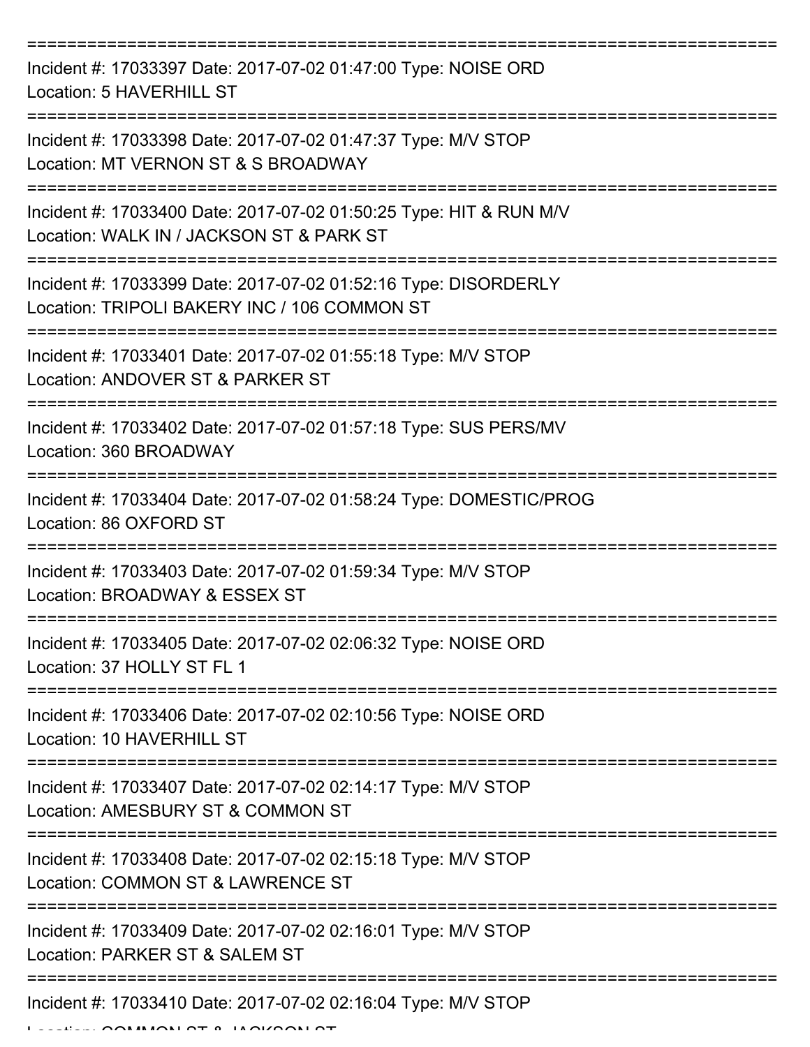===========================================================================

Incident #: 17033397 Date: 2017-07-02 01:47:00 Type: NOISE ORD
Location: 5 HAVERHILL ST

===========================================================================

Incident #: 17033398 Date: 2017-07-02 01:47:37 Type: M/V STOP
Location: MT VERNON ST & S BROADWAY

===========================================================================

Incident #: 17033400 Date: 2017-07-02 01:50:25 Type: HIT & RUN M/V
Location: WALK IN / JACKSON ST & PARK ST

===========================================================================

Incident #: 17033399 Date: 2017-07-02 01:52:16 Type: DISORDERLY
Location: TRIPOLI BAKERY INC / 106 COMMON ST

===========================================================================

Incident #: 17033401 Date: 2017-07-02 01:55:18 Type: M/V STOP
Location: ANDOVER ST & PARKER ST

===========================================================================

Incident #: 17033402 Date: 2017-07-02 01:57:18 Type: SUS PERS/MV
Location: 360 BROADWAY

===========================================================================

Incident #: 17033404 Date: 2017-07-02 01:58:24 Type: DOMESTIC/PROG
Location: 86 OXFORD ST

===========================================================================

Incident #: 17033403 Date: 2017-07-02 01:59:34 Type: M/V STOP
Location: BROADWAY & ESSEX ST

===========================================================================

Incident #: 17033405 Date: 2017-07-02 02:06:32 Type: NOISE ORD
Location: 37 HOLLY ST FL 1

===========================================================================

Incident #: 17033406 Date: 2017-07-02 02:10:56 Type: NOISE ORD
Location: 10 HAVERHILL ST

===========================================================================

Incident #: 17033407 Date: 2017-07-02 02:14:17 Type: M/V STOP
Location: AMESBURY ST & COMMON ST

===========================================================================

Incident #: 17033408 Date: 2017-07-02 02:15:18 Type: M/V STOP
Location: COMMON ST & LAWRENCE ST

===========================================================================

Incident #: 17033409 Date: 2017-07-02 02:16:01 Type: M/V STOP
Location: PARKER ST & SALEM ST

===========================================================================

Incident #: 17033410 Date: 2017-07-02 02:16:04 Type: M/V STOP
Location: COMMON ST & JACKSON ST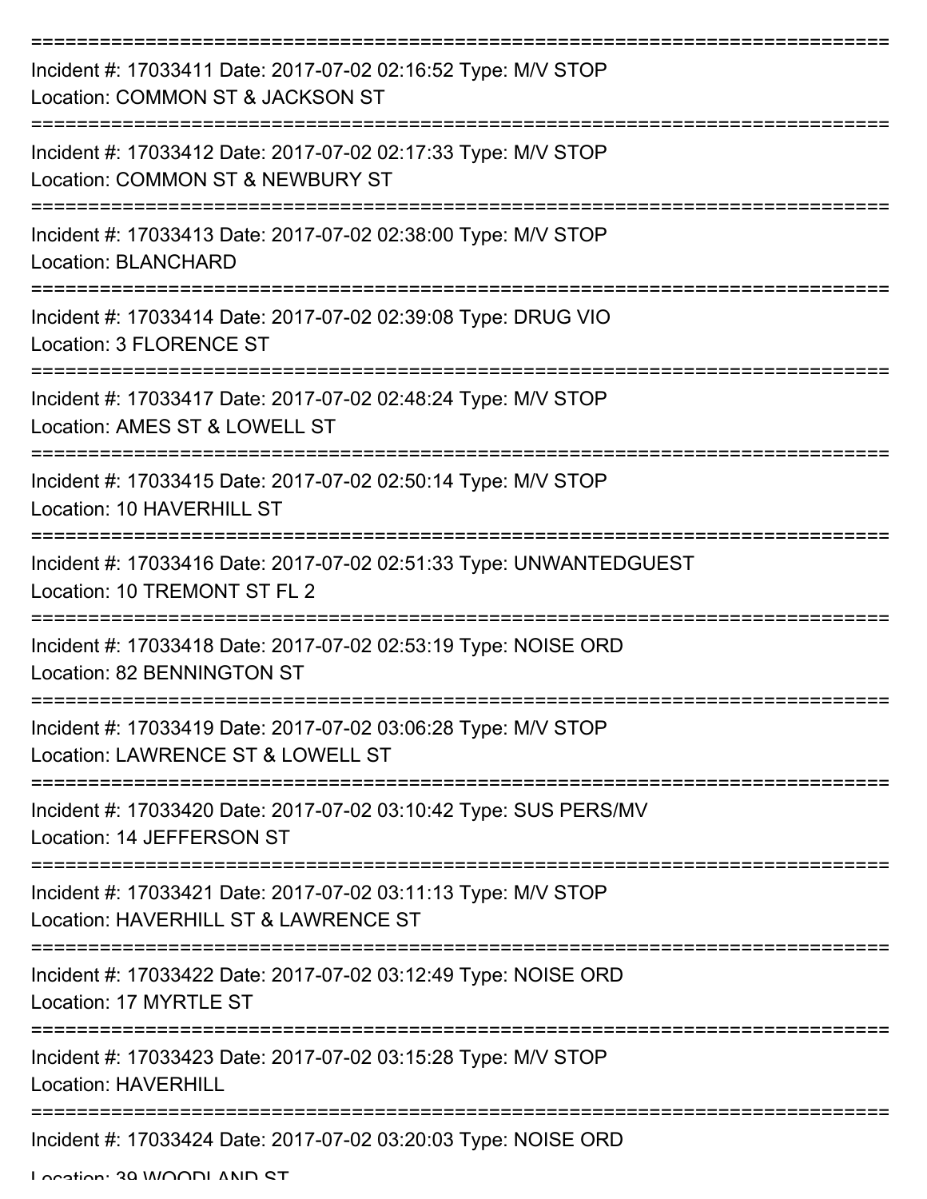===========================================================================

Incident #: 17033411 Date: 2017-07-02 02:16:52 Type: M/V STOP

Location: COMMON ST & JACKSON ST

===========================================================================

Incident #: 17033412 Date: 2017-07-02 02:17:33 Type: M/V STOP

Location: COMMON ST & NEWBURY ST

===========================================================================

Incident #: 17033413 Date: 2017-07-02 02:38:00 Type: M/V STOP

Location: BLANCHARD

===========================================================================

Incident #: 17033414 Date: 2017-07-02 02:39:08 Type: DRUG VIO

Location: 3 FLORENCE ST

===========================================================================

Incident #: 17033417 Date: 2017-07-02 02:48:24 Type: M/V STOP

Location: AMES ST & LOWELL ST

===========================================================================

Incident #: 17033415 Date: 2017-07-02 02:50:14 Type: M/V STOP

Location: 10 HAVERHILL ST

===========================================================================

Incident #: 17033416 Date: 2017-07-02 02:51:33 Type: UNWANTEDGUEST

Location: 10 TREMONT ST FL 2

===========================================================================

Incident #: 17033418 Date: 2017-07-02 02:53:19 Type: NOISE ORD

Location: 82 BENNINGTON ST

===========================================================================

Incident #: 17033419 Date: 2017-07-02 03:06:28 Type: M/V STOP

Location: LAWRENCE ST & LOWELL ST

===========================================================================

Incident #: 17033420 Date: 2017-07-02 03:10:42 Type: SUS PERS/MV

Location: 14 JEFFERSON ST

===========================================================================

Incident #: 17033421 Date: 2017-07-02 03:11:13 Type: M/V STOP

Location: HAVERHILL ST & LAWRENCE ST

===========================================================================

Incident #: 17033422 Date: 2017-07-02 03:12:49 Type: NOISE ORD

Location: 17 MYRTLE ST

===========================================================================

Incident #: 17033423 Date: 2017-07-02 03:15:28 Type: M/V STOP

Location: HAVERHILL

===========================================================================

Incident #: 17033424 Date: 2017-07-02 03:20:03 Type: NOISE ORD

Location: 39 WOODLAND ST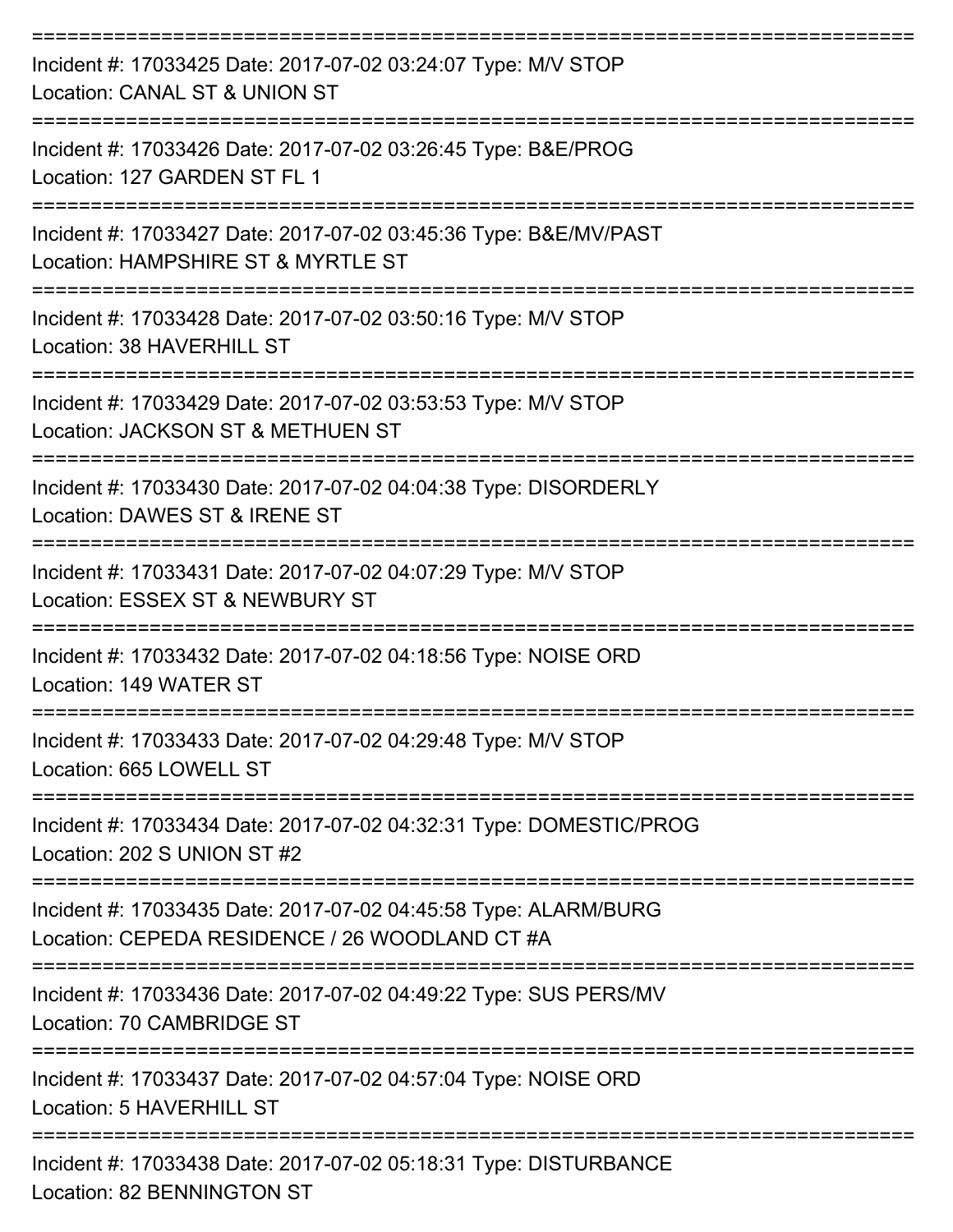===========================================================================

Incident #: 17033425 Date: 2017-07-02 03:24:07 Type: M/V STOP
Location: CANAL ST & UNION ST

===========================================================================

Incident #: 17033426 Date: 2017-07-02 03:26:45 Type: B&E/PROG
Location: 127 GARDEN ST FL 1

===========================================================================

Incident #: 17033427 Date: 2017-07-02 03:45:36 Type: B&E/MV/PAST
Location: HAMPSHIRE ST & MYRTLE ST

===========================================================================

Incident #: 17033428 Date: 2017-07-02 03:50:16 Type: M/V STOP
Location: 38 HAVERHILL ST

===========================================================================

Incident #: 17033429 Date: 2017-07-02 03:53:53 Type: M/V STOP
Location: JACKSON ST & METHUEN ST

===========================================================================

Incident #: 17033430 Date: 2017-07-02 04:04:38 Type: DISORDERLY
Location: DAWES ST & IRENE ST

===========================================================================

Incident #: 17033431 Date: 2017-07-02 04:07:29 Type: M/V STOP
Location: ESSEX ST & NEWBURY ST

===========================================================================

Incident #: 17033432 Date: 2017-07-02 04:18:56 Type: NOISE ORD
Location: 149 WATER ST

===========================================================================

Incident #: 17033433 Date: 2017-07-02 04:29:48 Type: M/V STOP
Location: 665 LOWELL ST

===========================================================================

Incident #: 17033434 Date: 2017-07-02 04:32:31 Type: DOMESTIC/PROG
Location: 202 S UNION ST #2

===========================================================================

Incident #: 17033435 Date: 2017-07-02 04:45:58 Type: ALARM/BURG
Location: CEPEDA RESIDENCE / 26 WOODLAND CT #A

===========================================================================

Incident #: 17033436 Date: 2017-07-02 04:49:22 Type: SUS PERS/MV
Location: 70 CAMBRIDGE ST

===========================================================================

Incident #: 17033437 Date: 2017-07-02 04:57:04 Type: NOISE ORD
Location: 5 HAVERHILL ST

===========================================================================

Incident #: 17033438 Date: 2017-07-02 05:18:31 Type: DISTURBANCE
Location: 82 BENNINGTON ST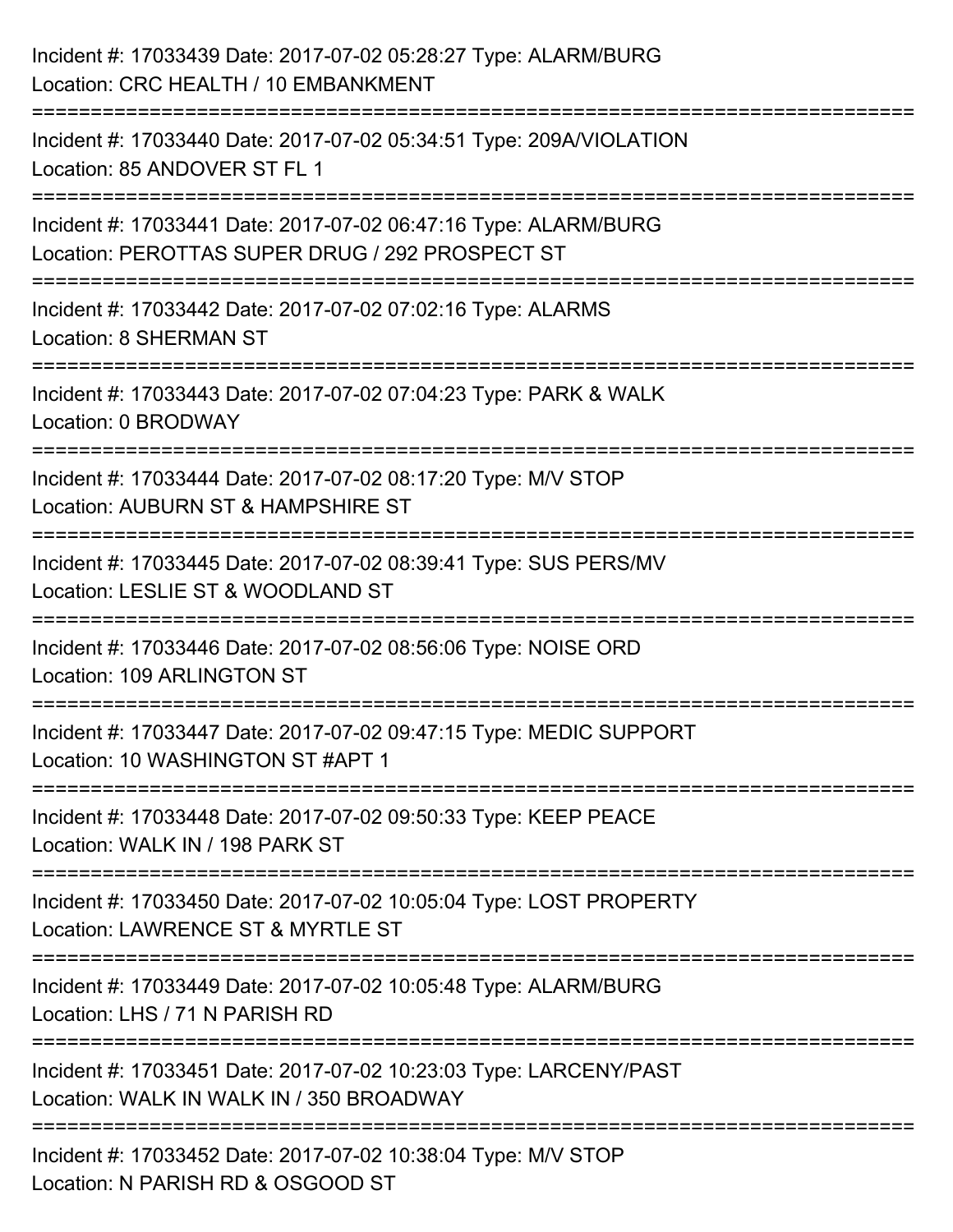Incident #: 17033439 Date: 2017-07-02 05:28:27 Type: ALARM/BURG
Location: CRC HEALTH / 10 EMBANKMENT

===========================================================================

Incident #: 17033440 Date: 2017-07-02 05:34:51 Type: 209A/VIOLATION
Location: 85 ANDOVER ST FL 1

===========================================================================

Incident #: 17033441 Date: 2017-07-02 06:47:16 Type: ALARM/BURG
Location: PEROTTAS SUPER DRUG / 292 PROSPECT ST

===========================================================================

Incident #: 17033442 Date: 2017-07-02 07:02:16 Type: ALARMS
Location: 8 SHERMAN ST

===========================================================================

Incident #: 17033443 Date: 2017-07-02 07:04:23 Type: PARK & WALK
Location: 0 BRODWAY

===========================================================================

Incident #: 17033444 Date: 2017-07-02 08:17:20 Type: M/V STOP
Location: AUBURN ST & HAMPSHIRE ST

===========================================================================

Incident #: 17033445 Date: 2017-07-02 08:39:41 Type: SUS PERS/MV
Location: LESLIE ST & WOODLAND ST

===========================================================================

Incident #: 17033446 Date: 2017-07-02 08:56:06 Type: NOISE ORD
Location: 109 ARLINGTON ST

===========================================================================

Incident #: 17033447 Date: 2017-07-02 09:47:15 Type: MEDIC SUPPORT
Location: 10 WASHINGTON ST #APT 1

===========================================================================

Incident #: 17033448 Date: 2017-07-02 09:50:33 Type: KEEP PEACE
Location: WALK IN / 198 PARK ST

===========================================================================

Incident #: 17033450 Date: 2017-07-02 10:05:04 Type: LOST PROPERTY
Location: LAWRENCE ST & MYRTLE ST

===========================================================================

Incident #: 17033449 Date: 2017-07-02 10:05:48 Type: ALARM/BURG
Location: LHS / 71 N PARISH RD

===========================================================================

Incident #: 17033451 Date: 2017-07-02 10:23:03 Type: LARCENY/PAST
Location: WALK IN WALK IN / 350 BROADWAY

===========================================================================

Incident #: 17033452 Date: 2017-07-02 10:38:04 Type: M/V STOP
Location: N PARISH RD & OSGOOD ST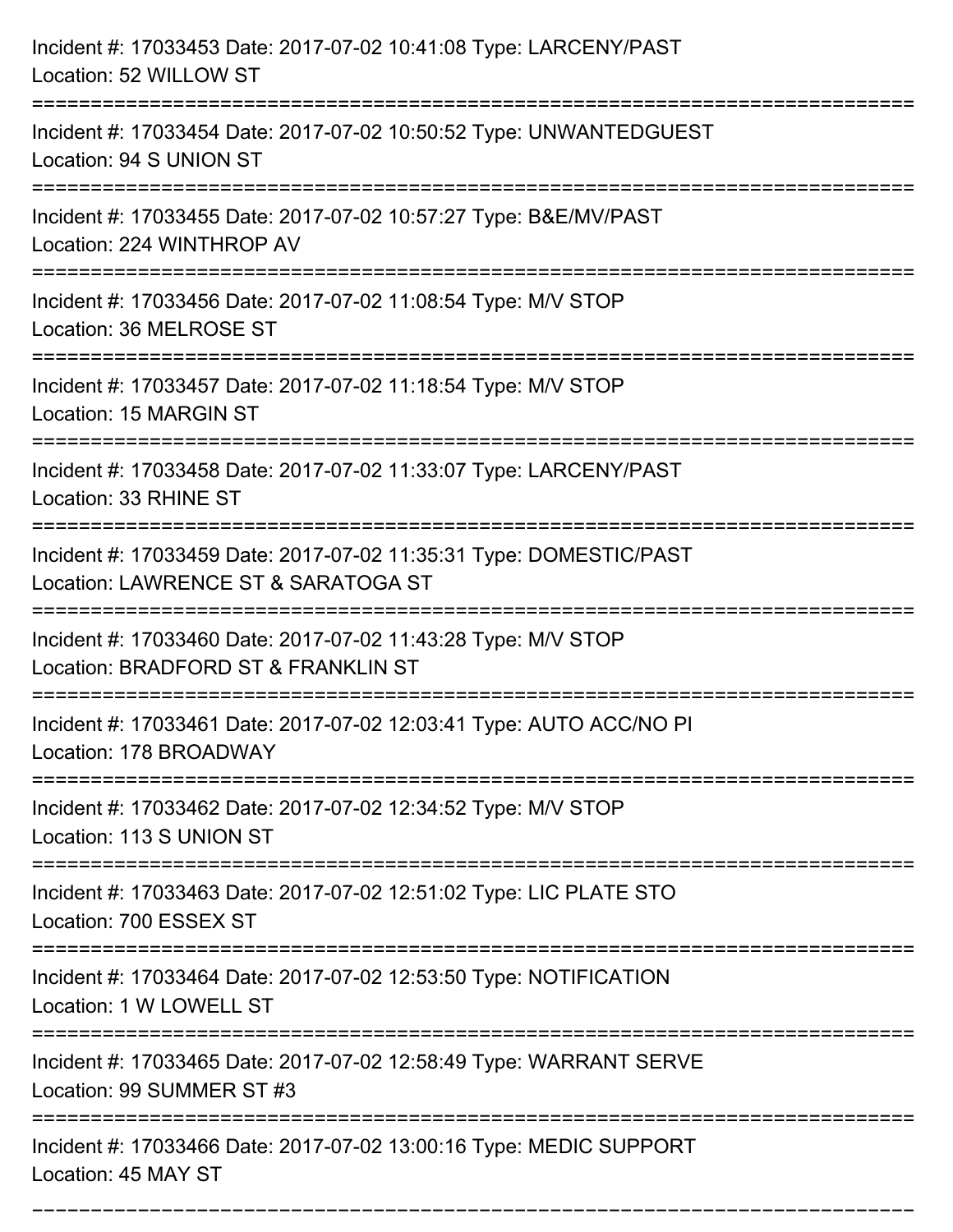Incident #: 17033453 Date: 2017-07-02 10:41:08 Type: LARCENY/PAST
Location: 52 WILLOW ST

===========================================================================

Incident #: 17033454 Date: 2017-07-02 10:50:52 Type: UNWANTEDGUEST
Location: 94 S UNION ST

===========================================================================

Incident #: 17033455 Date: 2017-07-02 10:57:27 Type: B&E/MV/PAST
Location: 224 WINTHROP AV

===========================================================================

Incident #: 17033456 Date: 2017-07-02 11:08:54 Type: M/V STOP
Location: 36 MELROSE ST

===========================================================================

Incident #: 17033457 Date: 2017-07-02 11:18:54 Type: M/V STOP
Location: 15 MARGIN ST

===========================================================================

Incident #: 17033458 Date: 2017-07-02 11:33:07 Type: LARCENY/PAST
Location: 33 RHINE ST

===========================================================================

Incident #: 17033459 Date: 2017-07-02 11:35:31 Type: DOMESTIC/PAST
Location: LAWRENCE ST & SARATOGA ST

===========================================================================

Incident #: 17033460 Date: 2017-07-02 11:43:28 Type: M/V STOP
Location: BRADFORD ST & FRANKLIN ST

===========================================================================

Incident #: 17033461 Date: 2017-07-02 12:03:41 Type: AUTO ACC/NO PI
Location: 178 BROADWAY

===========================================================================

Incident #: 17033462 Date: 2017-07-02 12:34:52 Type: M/V STOP
Location: 113 S UNION ST

===========================================================================

Incident #: 17033463 Date: 2017-07-02 12:51:02 Type: LIC PLATE STO
Location: 700 ESSEX ST

===========================================================================

Incident #: 17033464 Date: 2017-07-02 12:53:50 Type: NOTIFICATION
Location: 1 W LOWELL ST

===========================================================================

Incident #: 17033465 Date: 2017-07-02 12:58:49 Type: WARRANT SERVE
Location: 99 SUMMER ST #3

===========================================================================

Incident #: 17033466 Date: 2017-07-02 13:00:16 Type: MEDIC SUPPORT
Location: 45 MAY ST

===========================================================================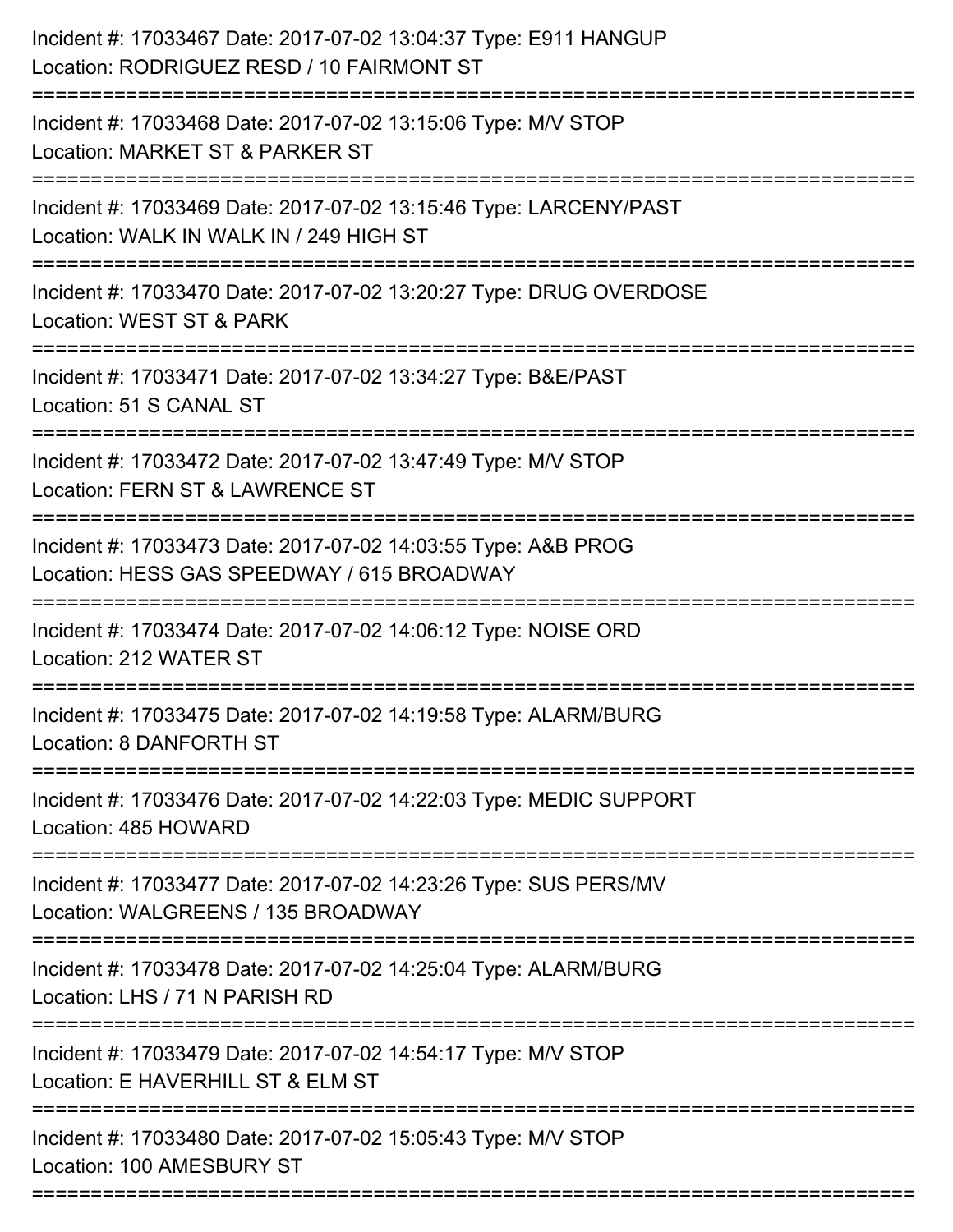Incident #: 17033467 Date: 2017-07-02 13:04:37 Type: E911 HANGUP
Location: RODRIGUEZ RESD / 10 FAIRMONT ST

===========================================================================

Incident #: 17033468 Date: 2017-07-02 13:15:06 Type: M/V STOP
Location: MARKET ST & PARKER ST

===========================================================================

Incident #: 17033469 Date: 2017-07-02 13:15:46 Type: LARCENY/PAST
Location: WALK IN WALK IN / 249 HIGH ST

===========================================================================

Incident #: 17033470 Date: 2017-07-02 13:20:27 Type: DRUG OVERDOSE
Location: WEST ST & PARK

===========================================================================

Incident #: 17033471 Date: 2017-07-02 13:34:27 Type: B&E/PAST
Location: 51 S CANAL ST

===========================================================================

Incident #: 17033472 Date: 2017-07-02 13:47:49 Type: M/V STOP
Location: FERN ST & LAWRENCE ST

===========================================================================

Incident #: 17033473 Date: 2017-07-02 14:03:55 Type: A&B PROG
Location: HESS GAS SPEEDWAY / 615 BROADWAY

===========================================================================

Incident #: 17033474 Date: 2017-07-02 14:06:12 Type: NOISE ORD
Location: 212 WATER ST

===========================================================================

Incident #: 17033475 Date: 2017-07-02 14:19:58 Type: ALARM/BURG
Location: 8 DANFORTH ST

===========================================================================

Incident #: 17033476 Date: 2017-07-02 14:22:03 Type: MEDIC SUPPORT
Location: 485 HOWARD

===========================================================================

Incident #: 17033477 Date: 2017-07-02 14:23:26 Type: SUS PERS/MV
Location: WALGREENS / 135 BROADWAY

===========================================================================

Incident #: 17033478 Date: 2017-07-02 14:25:04 Type: ALARM/BURG
Location: LHS / 71 N PARISH RD

===========================================================================

Incident #: 17033479 Date: 2017-07-02 14:54:17 Type: M/V STOP
Location: E HAVERHILL ST & ELM ST

===========================================================================

Incident #: 17033480 Date: 2017-07-02 15:05:43 Type: M/V STOP
Location: 100 AMESBURY ST

===========================================================================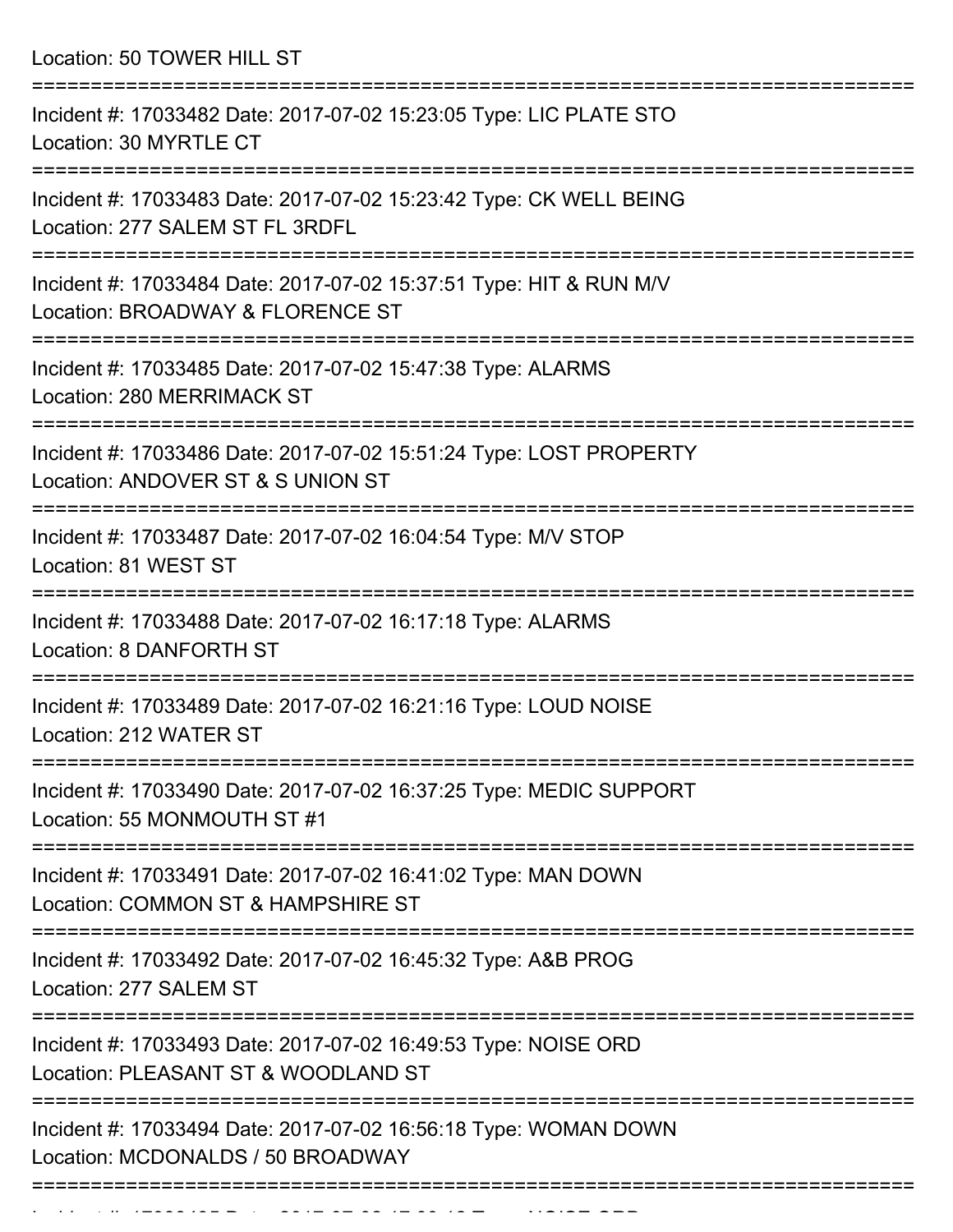Location: 50 TOWER HILL ST

===========================================================================

Incident #: 17033482 Date: 2017-07-02 15:23:05 Type: LIC PLATE STO
Location: 30 MYRTLE CT

===========================================================================

Incident #: 17033483 Date: 2017-07-02 15:23:42 Type: CK WELL BEING
Location: 277 SALEM ST FL 3RDFL

===========================================================================

Incident #: 17033484 Date: 2017-07-02 15:37:51 Type: HIT & RUN M/V
Location: BROADWAY & FLORENCE ST

===========================================================================

Incident #: 17033485 Date: 2017-07-02 15:47:38 Type: ALARMS
Location: 280 MERRIMACK ST

===========================================================================

Incident #: 17033486 Date: 2017-07-02 15:51:24 Type: LOST PROPERTY
Location: ANDOVER ST & S UNION ST

===========================================================================

Incident #: 17033487 Date: 2017-07-02 16:04:54 Type: M/V STOP
Location: 81 WEST ST

===========================================================================

Incident #: 17033488 Date: 2017-07-02 16:17:18 Type: ALARMS
Location: 8 DANFORTH ST

===========================================================================

Incident #: 17033489 Date: 2017-07-02 16:21:16 Type: LOUD NOISE
Location: 212 WATER ST

===========================================================================

Incident #: 17033490 Date: 2017-07-02 16:37:25 Type: MEDIC SUPPORT
Location: 55 MONMOUTH ST #1

===========================================================================

Incident #: 17033491 Date: 2017-07-02 16:41:02 Type: MAN DOWN
Location: COMMON ST & HAMPSHIRE ST

===========================================================================

Incident #: 17033492 Date: 2017-07-02 16:45:32 Type: A&B PROG
Location: 277 SALEM ST

===========================================================================

Incident #: 17033493 Date: 2017-07-02 16:49:53 Type: NOISE ORD
Location: PLEASANT ST & WOODLAND ST

===========================================================================

Incident #: 17033494 Date: 2017-07-02 16:56:18 Type: WOMAN DOWN
Location: MCDONALDS / 50 BROADWAY

===========================================================================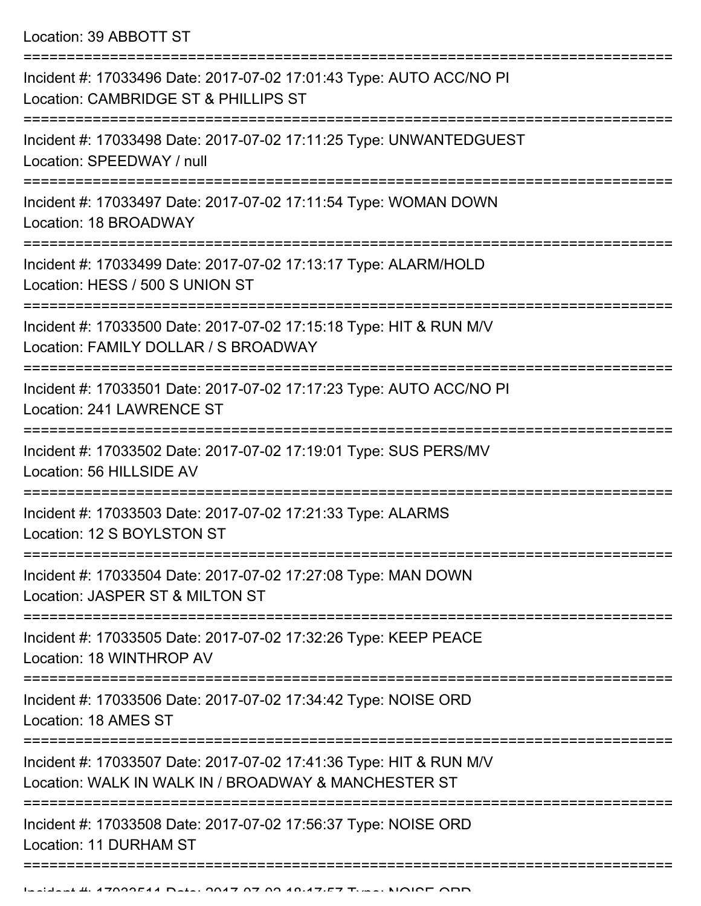Location: 39 ABBOTT ST

===========================================================================

Incident #: 17033496 Date: 2017-07-02 17:01:43 Type: AUTO ACC/NO PI
Location: CAMBRIDGE ST & PHILLIPS ST

===========================================================================

Incident #: 17033498 Date: 2017-07-02 17:11:25 Type: UNWANTEDGUEST
Location: SPEEDWAY / null

===========================================================================

Incident #: 17033497 Date: 2017-07-02 17:11:54 Type: WOMAN DOWN
Location: 18 BROADWAY

===========================================================================

Incident #: 17033499 Date: 2017-07-02 17:13:17 Type: ALARM/HOLD
Location: HESS / 500 S UNION ST

===========================================================================

Incident #: 17033500 Date: 2017-07-02 17:15:18 Type: HIT & RUN M/V
Location: FAMILY DOLLAR / S BROADWAY

===========================================================================

Incident #: 17033501 Date: 2017-07-02 17:17:23 Type: AUTO ACC/NO PI
Location: 241 LAWRENCE ST

===========================================================================

Incident #: 17033502 Date: 2017-07-02 17:19:01 Type: SUS PERS/MV
Location: 56 HILLSIDE AV

===========================================================================

Incident #: 17033503 Date: 2017-07-02 17:21:33 Type: ALARMS
Location: 12 S BOYLSTON ST

===========================================================================

Incident #: 17033504 Date: 2017-07-02 17:27:08 Type: MAN DOWN
Location: JASPER ST & MILTON ST

===========================================================================

Incident #: 17033505 Date: 2017-07-02 17:32:26 Type: KEEP PEACE
Location: 18 WINTHROP AV

===========================================================================

Incident #: 17033506 Date: 2017-07-02 17:34:42 Type: NOISE ORD
Location: 18 AMES ST

===========================================================================

Incident #: 17033507 Date: 2017-07-02 17:41:36 Type: HIT & RUN M/V
Location: WALK IN WALK IN / BROADWAY & MANCHESTER ST

===========================================================================

Incident #: 17033508 Date: 2017-07-02 17:56:37 Type: NOISE ORD
Location: 11 DURHAM ST

===========================================================================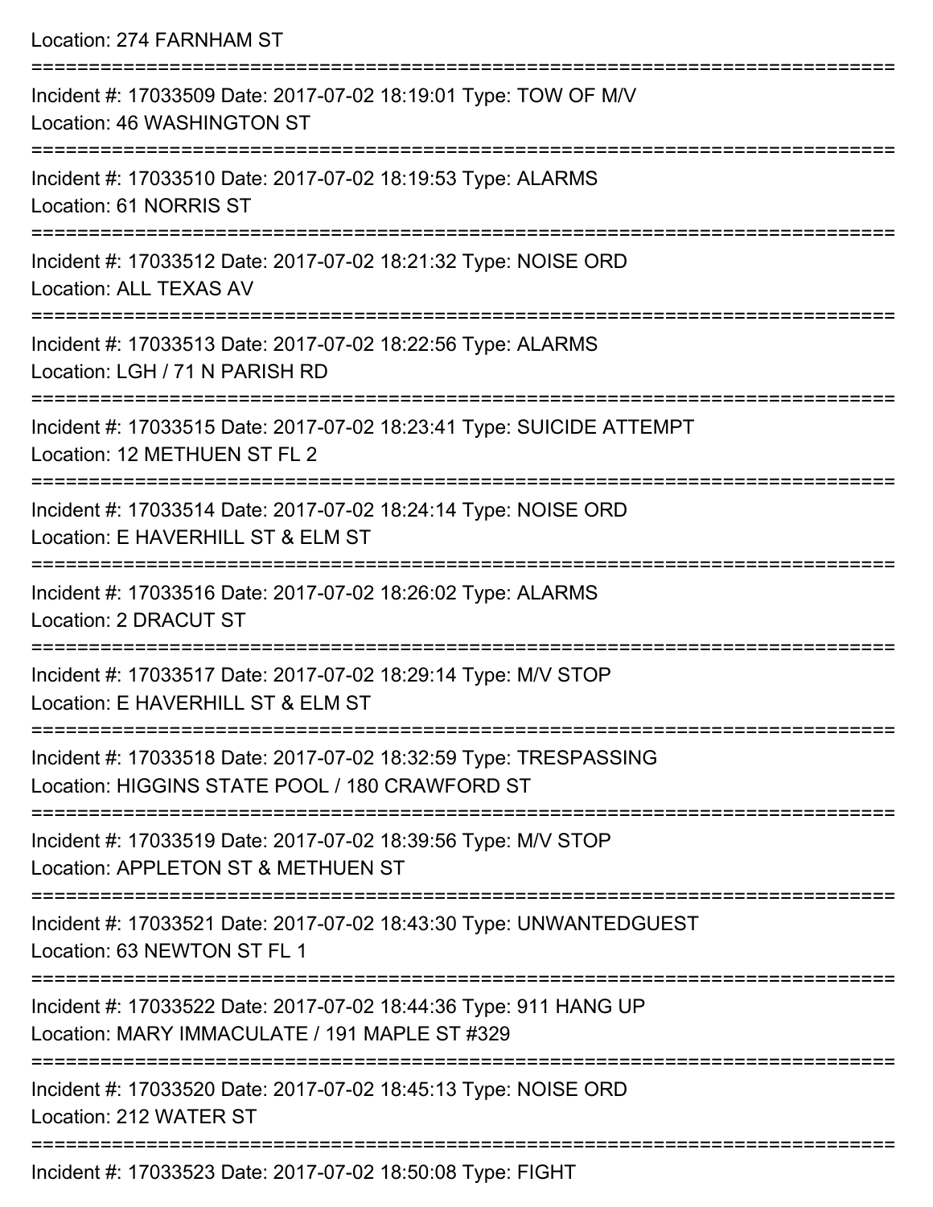Location: 274 FARNHAM ST

===========================================================================

Incident #: 17033509 Date: 2017-07-02 18:19:01 Type: TOW OF M/V
Location: 46 WASHINGTON ST

===========================================================================

Incident #: 17033510 Date: 2017-07-02 18:19:53 Type: ALARMS
Location: 61 NORRIS ST

===========================================================================

Incident #: 17033512 Date: 2017-07-02 18:21:32 Type: NOISE ORD
Location: ALL TEXAS AV

===========================================================================

Incident #: 17033513 Date: 2017-07-02 18:22:56 Type: ALARMS
Location: LGH / 71 N PARISH RD

===========================================================================

Incident #: 17033515 Date: 2017-07-02 18:23:41 Type: SUICIDE ATTEMPT
Location: 12 METHUEN ST FL 2

===========================================================================

Incident #: 17033514 Date: 2017-07-02 18:24:14 Type: NOISE ORD
Location: E HAVERHILL ST & ELM ST

===========================================================================

Incident #: 17033516 Date: 2017-07-02 18:26:02 Type: ALARMS
Location: 2 DRACUT ST

===========================================================================

Incident #: 17033517 Date: 2017-07-02 18:29:14 Type: M/V STOP
Location: E HAVERHILL ST & ELM ST

===========================================================================

Incident #: 17033518 Date: 2017-07-02 18:32:59 Type: TRESPASSING
Location: HIGGINS STATE POOL / 180 CRAWFORD ST

===========================================================================

Incident #: 17033519 Date: 2017-07-02 18:39:56 Type: M/V STOP
Location: APPLETON ST & METHUEN ST

===========================================================================

Incident #: 17033521 Date: 2017-07-02 18:43:30 Type: UNWANTEDGUEST
Location: 63 NEWTON ST FL 1

===========================================================================

Incident #: 17033522 Date: 2017-07-02 18:44:36 Type: 911 HANG UP
Location: MARY IMMACULATE / 191 MAPLE ST #329

===========================================================================

Incident #: 17033520 Date: 2017-07-02 18:45:13 Type: NOISE ORD
Location: 212 WATER ST

===========================================================================

Incident #: 17033523 Date: 2017-07-02 18:50:08 Type: FIGHT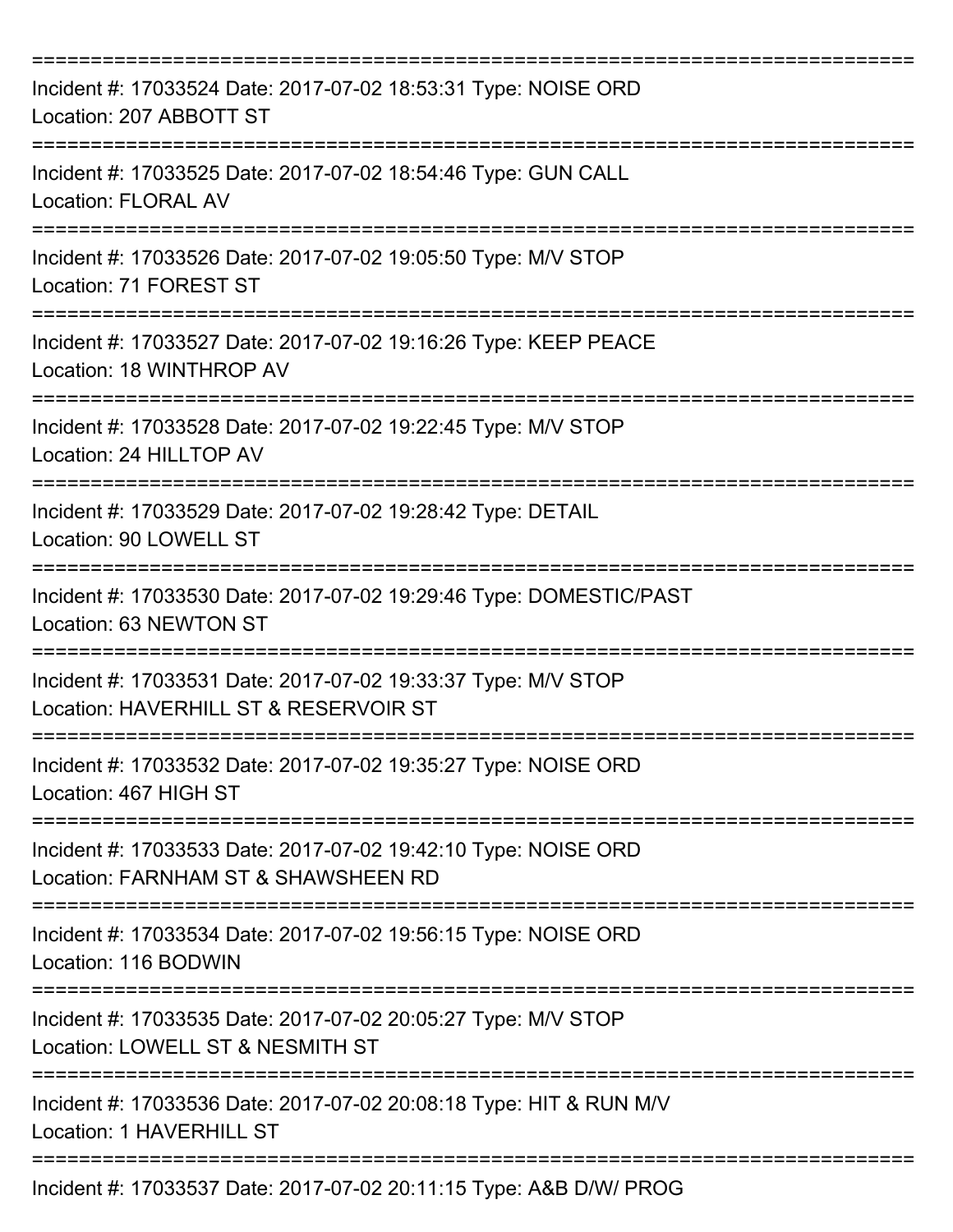===========================================================================

Incident #: 17033524 Date: 2017-07-02 18:53:31 Type: NOISE ORD
Location: 207 ABBOTT ST

===========================================================================

Incident #: 17033525 Date: 2017-07-02 18:54:46 Type: GUN CALL
Location: FLORAL AV

===========================================================================

Incident #: 17033526 Date: 2017-07-02 19:05:50 Type: M/V STOP
Location: 71 FOREST ST

===========================================================================

Incident #: 17033527 Date: 2017-07-02 19:16:26 Type: KEEP PEACE
Location: 18 WINTHROP AV

===========================================================================

Incident #: 17033528 Date: 2017-07-02 19:22:45 Type: M/V STOP
Location: 24 HILLTOP AV

===========================================================================

Incident #: 17033529 Date: 2017-07-02 19:28:42 Type: DETAIL
Location: 90 LOWELL ST

===========================================================================

Incident #: 17033530 Date: 2017-07-02 19:29:46 Type: DOMESTIC/PAST
Location: 63 NEWTON ST

===========================================================================

Incident #: 17033531 Date: 2017-07-02 19:33:37 Type: M/V STOP
Location: HAVERHILL ST & RESERVOIR ST

===========================================================================

Incident #: 17033532 Date: 2017-07-02 19:35:27 Type: NOISE ORD
Location: 467 HIGH ST

===========================================================================

Incident #: 17033533 Date: 2017-07-02 19:42:10 Type: NOISE ORD
Location: FARNHAM ST & SHAWSHEEN RD

===========================================================================

Incident #: 17033534 Date: 2017-07-02 19:56:15 Type: NOISE ORD
Location: 116 BODWIN

===========================================================================

Incident #: 17033535 Date: 2017-07-02 20:05:27 Type: M/V STOP
Location: LOWELL ST & NESMITH ST

===========================================================================

Incident #: 17033536 Date: 2017-07-02 20:08:18 Type: HIT & RUN M/V
Location: 1 HAVERHILL ST

===========================================================================

Incident #: 17033537 Date: 2017-07-02 20:11:15 Type: A&B D/W/ PROG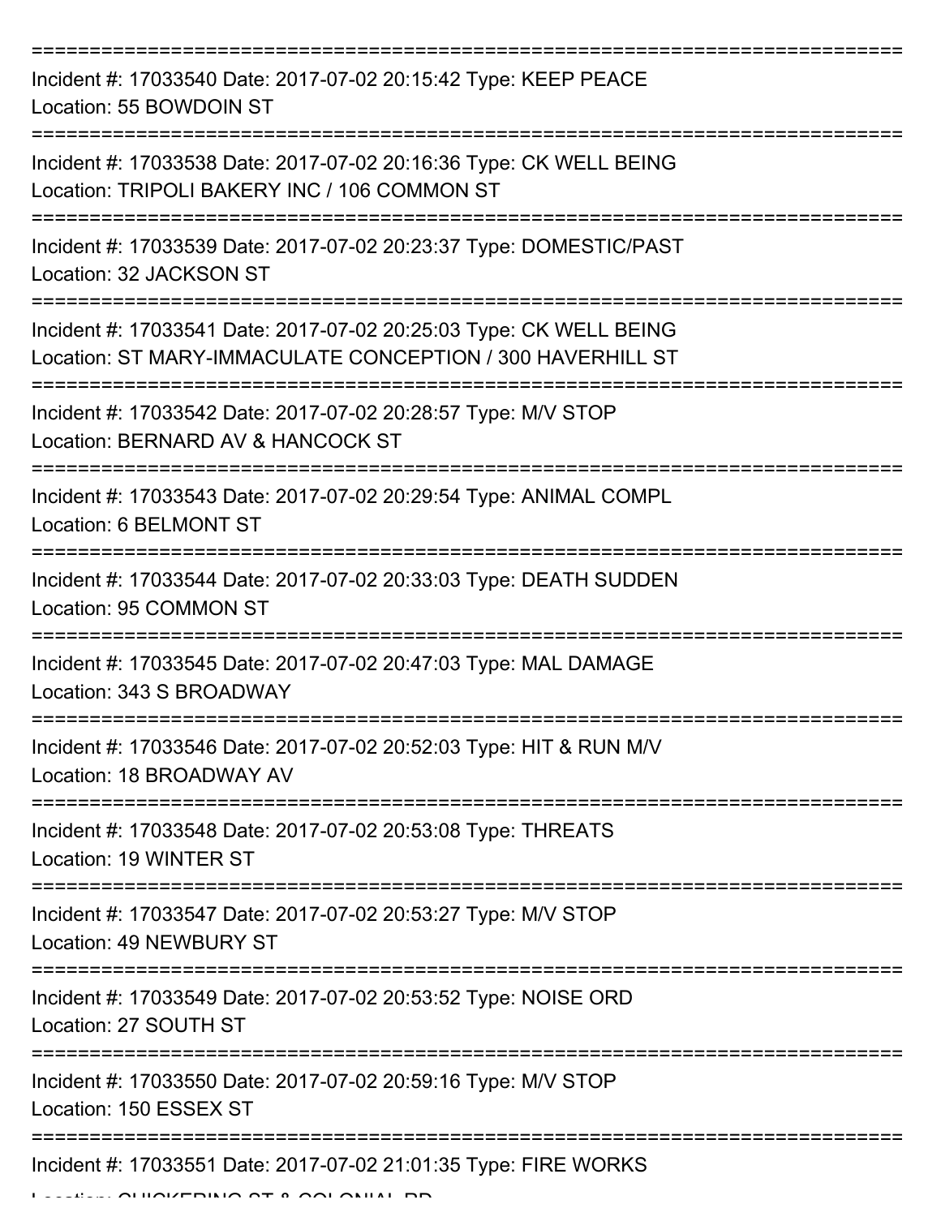===========================================================================

Incident #: 17033540 Date: 2017-07-02 20:15:42 Type: KEEP PEACE
Location: 55 BOWDOIN ST

===========================================================================

Incident #: 17033538 Date: 2017-07-02 20:16:36 Type: CK WELL BEING
Location: TRIPOLI BAKERY INC / 106 COMMON ST

===========================================================================

Incident #: 17033539 Date: 2017-07-02 20:23:37 Type: DOMESTIC/PAST
Location: 32 JACKSON ST

===========================================================================

Incident #: 17033541 Date: 2017-07-02 20:25:03 Type: CK WELL BEING
Location: ST MARY-IMMACULATE CONCEPTION / 300 HAVERHILL ST

===========================================================================

Incident #: 17033542 Date: 2017-07-02 20:28:57 Type: M/V STOP
Location: BERNARD AV & HANCOCK ST

===========================================================================

Incident #: 17033543 Date: 2017-07-02 20:29:54 Type: ANIMAL COMPL
Location: 6 BELMONT ST

===========================================================================

Incident #: 17033544 Date: 2017-07-02 20:33:03 Type: DEATH SUDDEN
Location: 95 COMMON ST

===========================================================================

Incident #: 17033545 Date: 2017-07-02 20:47:03 Type: MAL DAMAGE
Location: 343 S BROADWAY

===========================================================================

Incident #: 17033546 Date: 2017-07-02 20:52:03 Type: HIT & RUN M/V
Location: 18 BROADWAY AV

===========================================================================

Incident #: 17033548 Date: 2017-07-02 20:53:08 Type: THREATS
Location: 19 WINTER ST

===========================================================================

Incident #: 17033547 Date: 2017-07-02 20:53:27 Type: M/V STOP
Location: 49 NEWBURY ST

===========================================================================

Incident #: 17033549 Date: 2017-07-02 20:53:52 Type: NOISE ORD
Location: 27 SOUTH ST

===========================================================================

Incident #: 17033550 Date: 2017-07-02 20:59:16 Type: M/V STOP
Location: 150 ESSEX ST

===========================================================================

Incident #: 17033551 Date: 2017-07-02 21:01:35 Type: FIRE WORKS
Location: CHICKERING ST & COLONIAL RD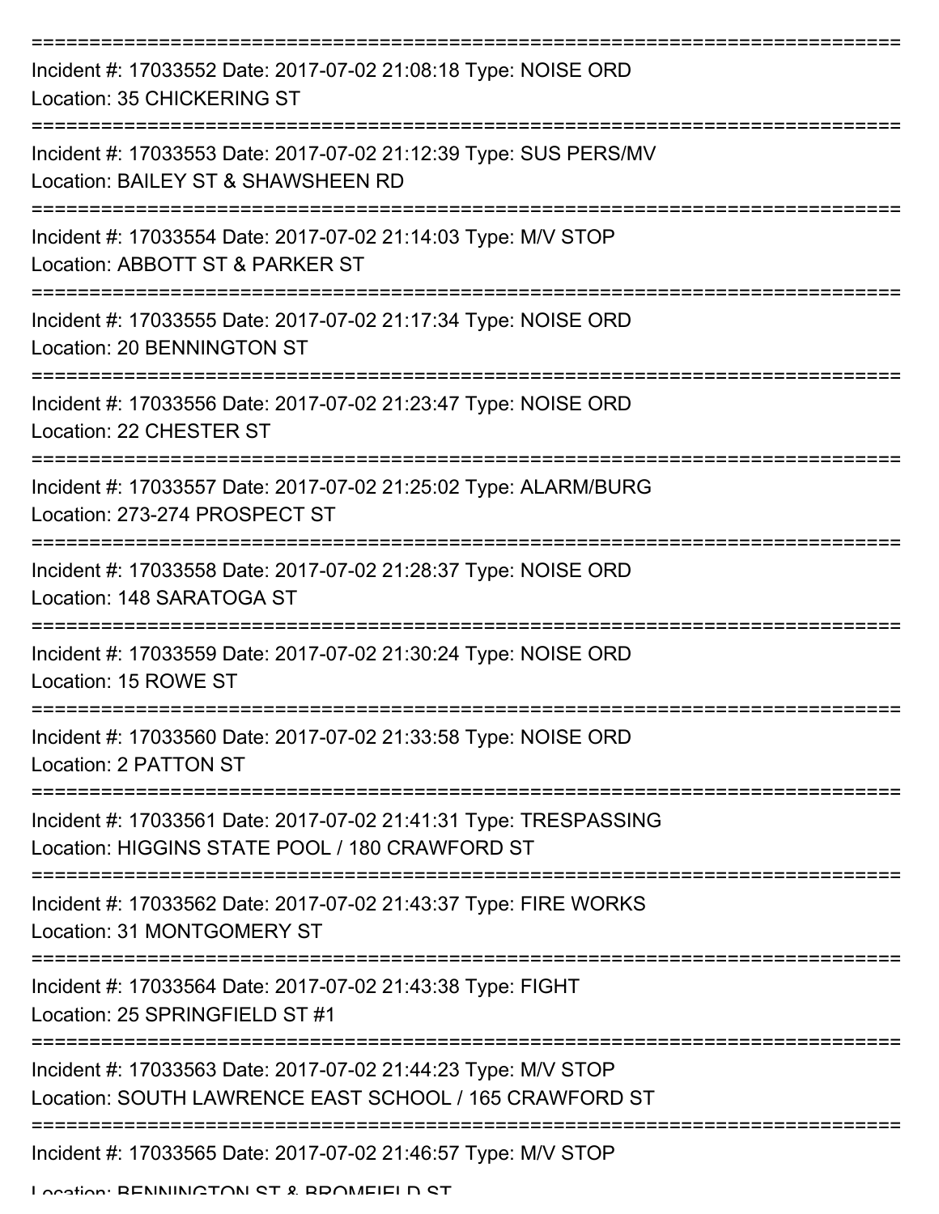===========================================================================
Incident #: 17033552 Date: 2017-07-02 21:08:18 Type: NOISE ORD
Location: 35 CHICKERING ST
===========================================================================
Incident #: 17033553 Date: 2017-07-02 21:12:39 Type: SUS PERS/MV
Location: BAILEY ST & SHAWSHEEN RD
===========================================================================
Incident #: 17033554 Date: 2017-07-02 21:14:03 Type: M/V STOP
Location: ABBOTT ST & PARKER ST
===========================================================================
Incident #: 17033555 Date: 2017-07-02 21:17:34 Type: NOISE ORD
Location: 20 BENNINGTON ST
===========================================================================
Incident #: 17033556 Date: 2017-07-02 21:23:47 Type: NOISE ORD
Location: 22 CHESTER ST
===========================================================================
Incident #: 17033557 Date: 2017-07-02 21:25:02 Type: ALARM/BURG
Location: 273-274 PROSPECT ST
===========================================================================
Incident #: 17033558 Date: 2017-07-02 21:28:37 Type: NOISE ORD
Location: 148 SARATOGA ST
===========================================================================
Incident #: 17033559 Date: 2017-07-02 21:30:24 Type: NOISE ORD
Location: 15 ROWE ST
===========================================================================
Incident #: 17033560 Date: 2017-07-02 21:33:58 Type: NOISE ORD
Location: 2 PATTON ST
===========================================================================
Incident #: 17033561 Date: 2017-07-02 21:41:31 Type: TRESPASSING
Location: HIGGINS STATE POOL / 180 CRAWFORD ST
===========================================================================
Incident #: 17033562 Date: 2017-07-02 21:43:37 Type: FIRE WORKS
Location: 31 MONTGOMERY ST
===========================================================================
Incident #: 17033564 Date: 2017-07-02 21:43:38 Type: FIGHT
Location: 25 SPRINGFIELD ST #1
===========================================================================
Incident #: 17033563 Date: 2017-07-02 21:44:23 Type: M/V STOP
Location: SOUTH LAWRENCE EAST SCHOOL / 165 CRAWFORD ST
===========================================================================
Incident #: 17033565 Date: 2017-07-02 21:46:57 Type: M/V STOP
Location: BENNINGTON ST & BROMFIELD ST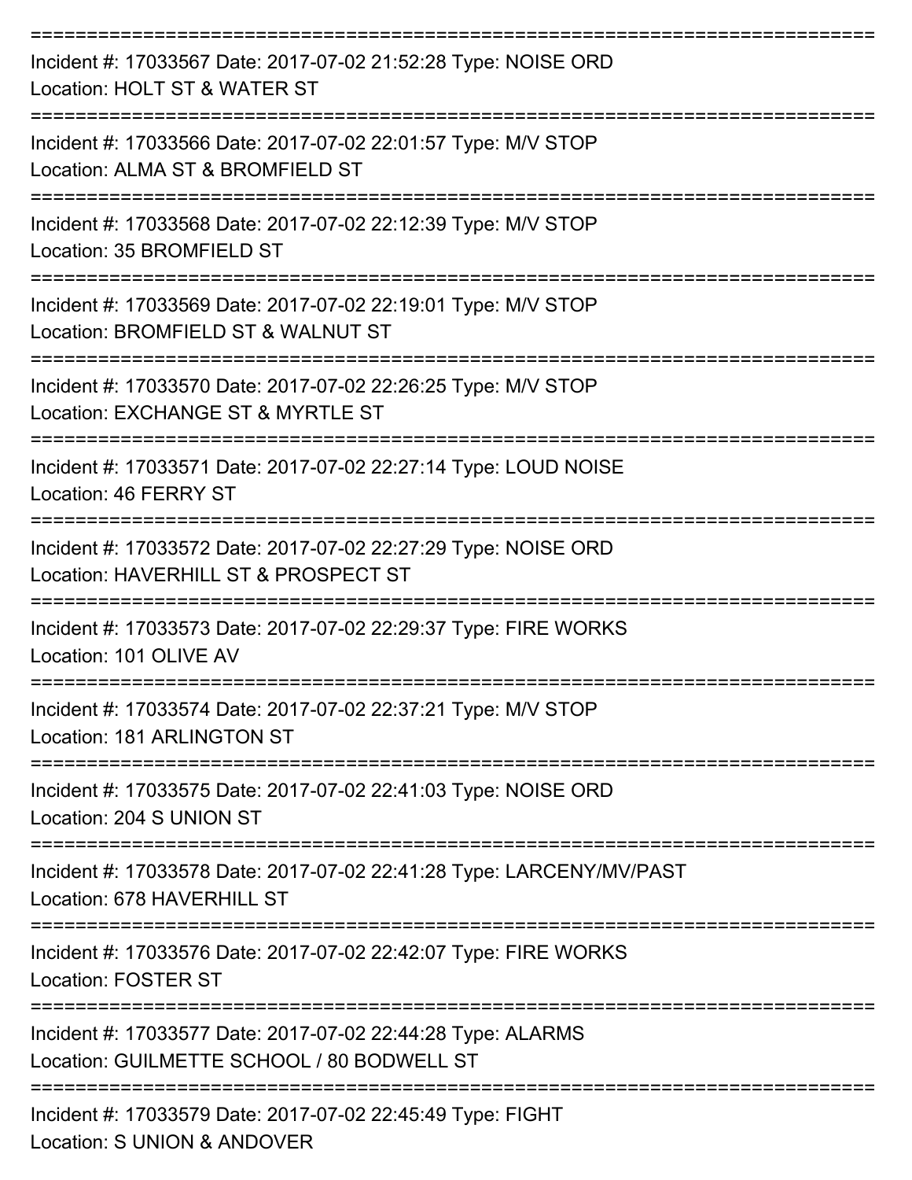===========================================================================

Incident #: 17033567 Date: 2017-07-02 21:52:28 Type: NOISE ORD
Location: HOLT ST & WATER ST

===========================================================================

Incident #: 17033566 Date: 2017-07-02 22:01:57 Type: M/V STOP
Location: ALMA ST & BROMFIELD ST

===========================================================================

Incident #: 17033568 Date: 2017-07-02 22:12:39 Type: M/V STOP
Location: 35 BROMFIELD ST

===========================================================================

Incident #: 17033569 Date: 2017-07-02 22:19:01 Type: M/V STOP
Location: BROMFIELD ST & WALNUT ST

===========================================================================

Incident #: 17033570 Date: 2017-07-02 22:26:25 Type: M/V STOP
Location: EXCHANGE ST & MYRTLE ST

===========================================================================

Incident #: 17033571 Date: 2017-07-02 22:27:14 Type: LOUD NOISE
Location: 46 FERRY ST

===========================================================================

Incident #: 17033572 Date: 2017-07-02 22:27:29 Type: NOISE ORD
Location: HAVERHILL ST & PROSPECT ST

===========================================================================

Incident #: 17033573 Date: 2017-07-02 22:29:37 Type: FIRE WORKS
Location: 101 OLIVE AV

===========================================================================

Incident #: 17033574 Date: 2017-07-02 22:37:21 Type: M/V STOP
Location: 181 ARLINGTON ST

===========================================================================

Incident #: 17033575 Date: 2017-07-02 22:41:03 Type: NOISE ORD
Location: 204 S UNION ST

===========================================================================

Incident #: 17033578 Date: 2017-07-02 22:41:28 Type: LARCENY/MV/PAST
Location: 678 HAVERHILL ST

===========================================================================

Incident #: 17033576 Date: 2017-07-02 22:42:07 Type: FIRE WORKS
Location: FOSTER ST

===========================================================================

Incident #: 17033577 Date: 2017-07-02 22:44:28 Type: ALARMS
Location: GUILMETTE SCHOOL / 80 BODWELL ST

===========================================================================

Incident #: 17033579 Date: 2017-07-02 22:45:49 Type: FIGHT
Location: S UNION & ANDOVER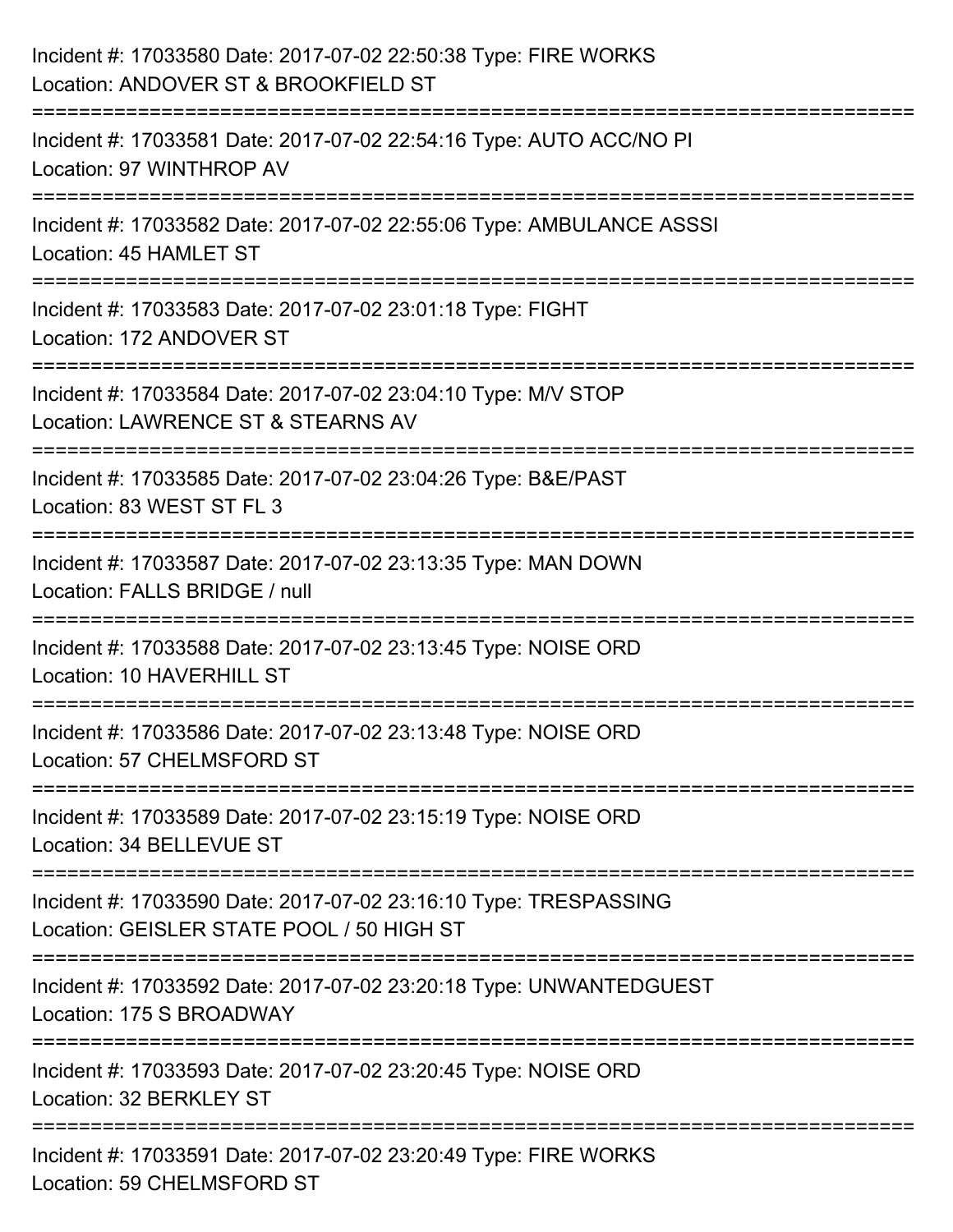Incident #: 17033580 Date: 2017-07-02 22:50:38 Type: FIRE WORKS
Location: ANDOVER ST & BROOKFIELD ST

===========================================================================

Incident #: 17033581 Date: 2017-07-02 22:54:16 Type: AUTO ACC/NO PI
Location: 97 WINTHROP AV

===========================================================================

Incident #: 17033582 Date: 2017-07-02 22:55:06 Type: AMBULANCE ASSSI
Location: 45 HAMLET ST

===========================================================================

Incident #: 17033583 Date: 2017-07-02 23:01:18 Type: FIGHT
Location: 172 ANDOVER ST

===========================================================================

Incident #: 17033584 Date: 2017-07-02 23:04:10 Type: M/V STOP
Location: LAWRENCE ST & STEARNS AV

===========================================================================

Incident #: 17033585 Date: 2017-07-02 23:04:26 Type: B&E/PAST
Location: 83 WEST ST FL 3

===========================================================================

Incident #: 17033587 Date: 2017-07-02 23:13:35 Type: MAN DOWN
Location: FALLS BRIDGE / null

===========================================================================

Incident #: 17033588 Date: 2017-07-02 23:13:45 Type: NOISE ORD
Location: 10 HAVERHILL ST

===========================================================================

Incident #: 17033586 Date: 2017-07-02 23:13:48 Type: NOISE ORD
Location: 57 CHELMSFORD ST

===========================================================================

Incident #: 17033589 Date: 2017-07-02 23:15:19 Type: NOISE ORD
Location: 34 BELLEVUE ST

===========================================================================

Incident #: 17033590 Date: 2017-07-02 23:16:10 Type: TRESPASSING
Location: GEISLER STATE POOL / 50 HIGH ST

===========================================================================

Incident #: 17033592 Date: 2017-07-02 23:20:18 Type: UNWANTEDGUEST
Location: 175 S BROADWAY

===========================================================================

Incident #: 17033593 Date: 2017-07-02 23:20:45 Type: NOISE ORD
Location: 32 BERKLEY ST

===========================================================================

Incident #: 17033591 Date: 2017-07-02 23:20:49 Type: FIRE WORKS
Location: 59 CHELMSFORD ST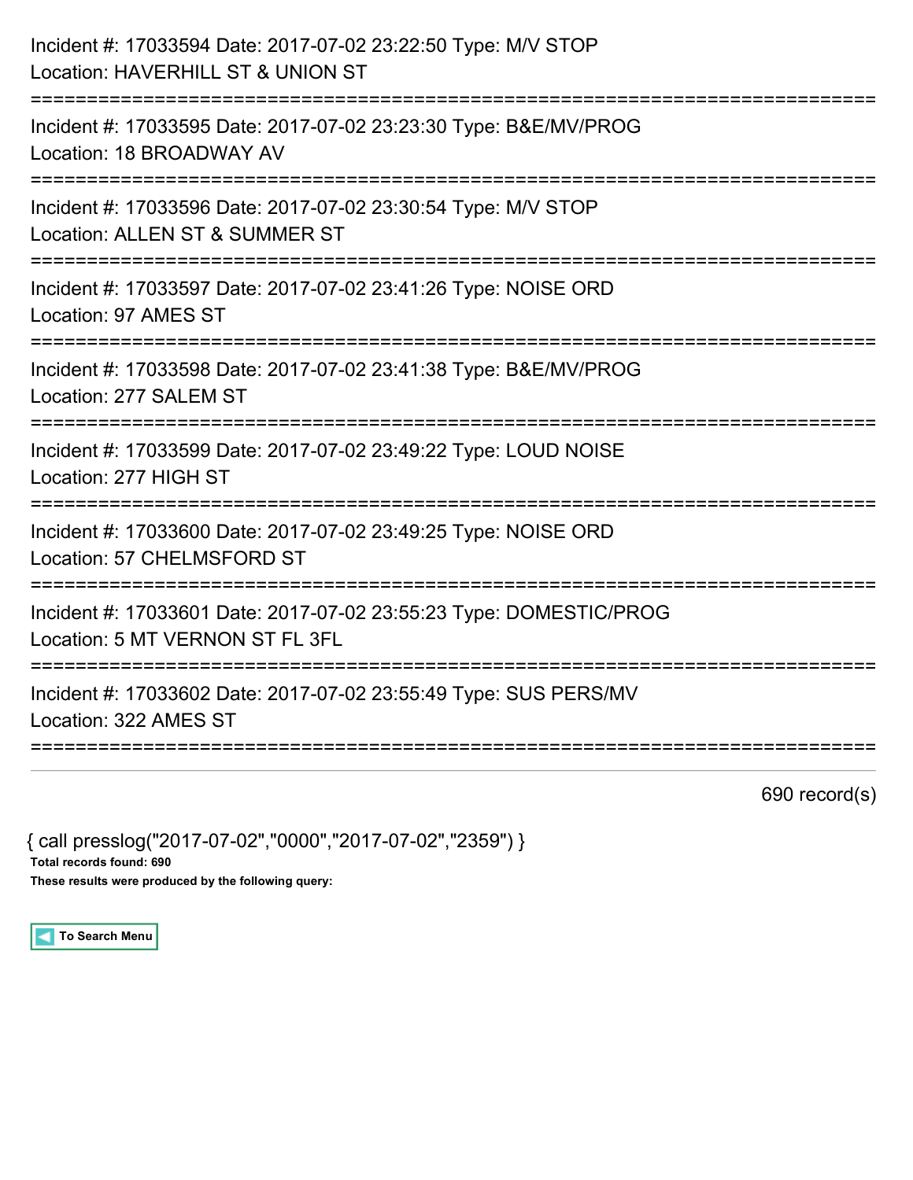Incident #: 17033594 Date: 2017-07-02 23:22:50 Type: M/V STOP
Location: HAVERHILL ST & UNION ST

===========================================================================

Incident #: 17033595 Date: 2017-07-02 23:23:30 Type: B&E/MV/PROG
Location: 18 BROADWAY AV

===========================================================================

Incident #: 17033596 Date: 2017-07-02 23:30:54 Type: M/V STOP
Location: ALLEN ST & SUMMER ST

===========================================================================

Incident #: 17033597 Date: 2017-07-02 23:41:26 Type: NOISE ORD
Location: 97 AMES ST

===========================================================================

Incident #: 17033598 Date: 2017-07-02 23:41:38 Type: B&E/MV/PROG
Location: 277 SALEM ST

===========================================================================

Incident #: 17033599 Date: 2017-07-02 23:49:22 Type: LOUD NOISE
Location: 277 HIGH ST

===========================================================================

Incident #: 17033600 Date: 2017-07-02 23:49:25 Type: NOISE ORD
Location: 57 CHELMSFORD ST

===========================================================================

Incident #: 17033601 Date: 2017-07-02 23:55:23 Type: DOMESTIC/PROG
Location: 5 MT VERNON ST FL 3FL

===========================================================================

Incident #: 17033602 Date: 2017-07-02 23:55:49 Type: SUS PERS/MV
Location: 322 AMES ST

===========================================================================

690 record(s)

{ call presslog("2017-07-02","0000","2017-07-02","2359") }

**Total records found: 690**

**These results were produced by the following query:**

To Search Menu